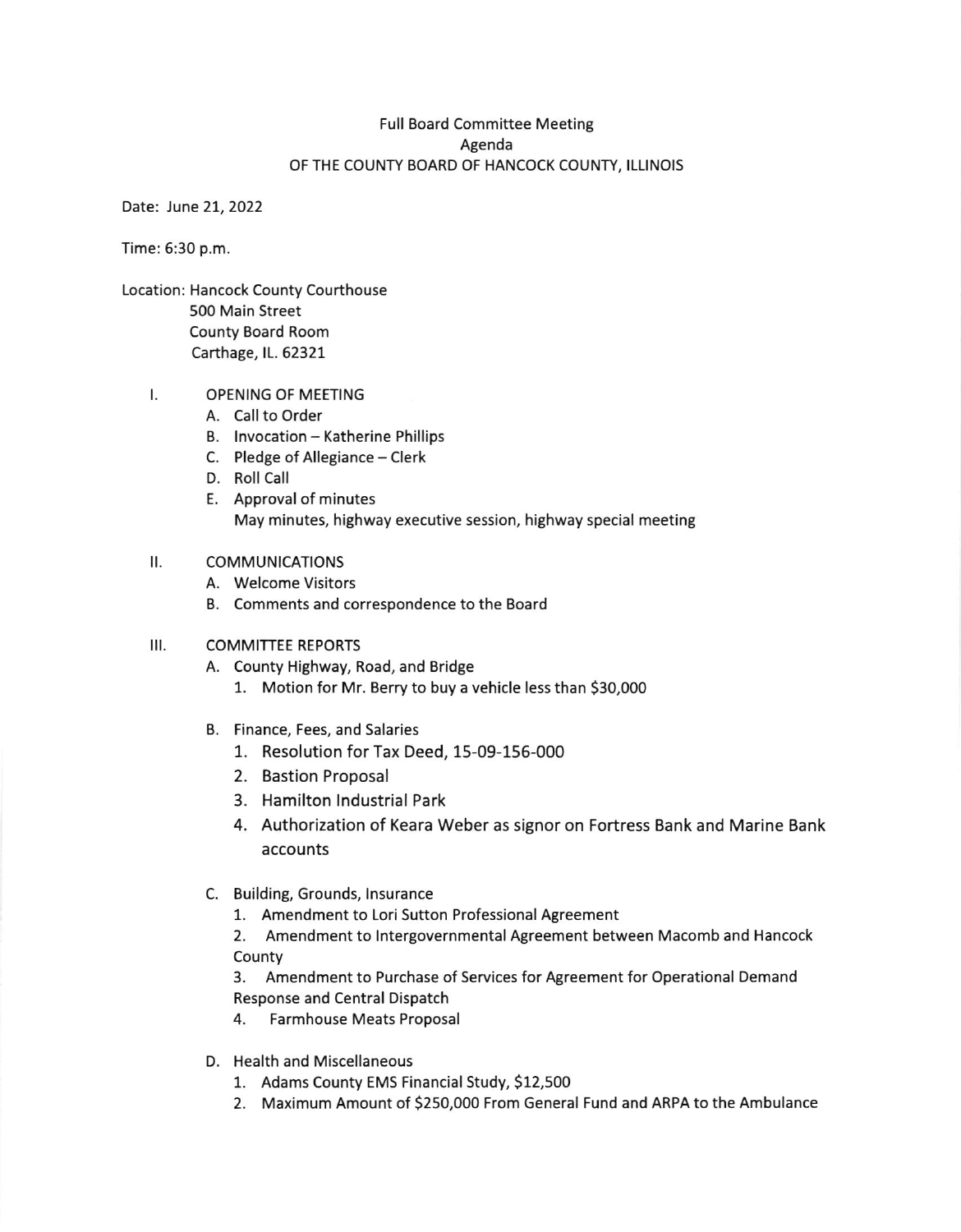# Full Board Committee Meeting
## Agenda
## OF THE COUNTY BOARD OF HANCOCK COUNTY, ILLINOIS

Date: June 21, 2022

Time: 6:30 p.m.

Location: Hancock County Courthouse
500 Main Street
County Board Room
Carthage, IL. 62321

I. OPENING OF MEETING
   A. Call to Order
   B. Invocation – Katherine Phillips
   C. Pledge of Allegiance – Clerk
   D. Roll Call
   E. Approval of minutes
      May minutes, highway executive session, highway special meeting

II. COMMUNICATIONS
   A. Welcome Visitors
   B. Comments and correspondence to the Board

III. COMMITTEE REPORTS
   A. County Highway, Road, and Bridge
      1. Motion for Mr. Berry to buy a vehicle less than $30,000

   B. Finance, Fees, and Salaries
      1. Resolution for Tax Deed, 15-09-156-000
      2. Bastion Proposal
      3. Hamilton Industrial Park
      4. Authorization of Keara Weber as signor on Fortress Bank and Marine Bank accounts

   C. Building, Grounds, Insurance
      1. Amendment to Lori Sutton Professional Agreement
      2. Amendment to Intergovernmental Agreement between Macomb and Hancock County
      3. Amendment to Purchase of Services for Agreement for Operational Demand Response and Central Dispatch
      4. Farmhouse Meats Proposal

   D. Health and Miscellaneous
      1. Adams County EMS Financial Study, $12,500
      2. Maximum Amount of $250,000 From General Fund and ARPA to the Ambulance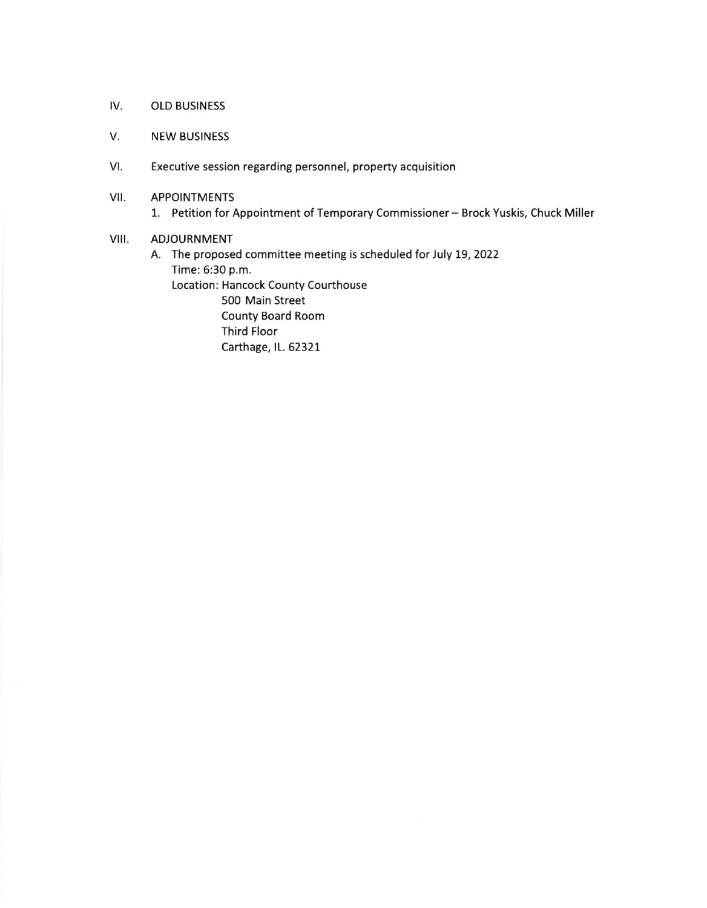IV. OLD BUSINESS

V. NEW BUSINESS

VI. Executive session regarding personnel, property acquisition

VII. APPOINTMENTS

1. Petition for Appointment of Temporary Commissioner – Brock Yuskis, Chuck Miller

VIII. ADJOURNMENT

A. The proposed committee meeting is scheduled for July 19, 2022
   Time: 6:30 p.m.
   Location: Hancock County Courthouse
   500 Main Street
   County Board Room
   Third Floor
   Carthage, IL. 62321